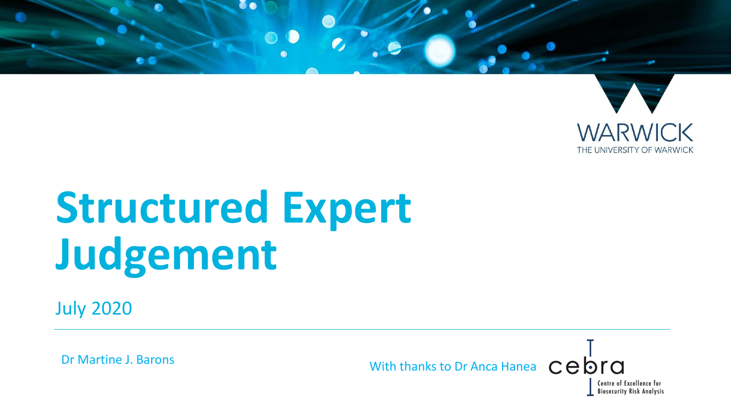WARWICK

THE UNIVERSITY OF WARWICK

# Structured Expert Judgement

July 2020

Dr Martine J. Barons

With thanks to Dr Anca Hanea

cebra

Centre of Excellence for Biosecurity Risk Analysis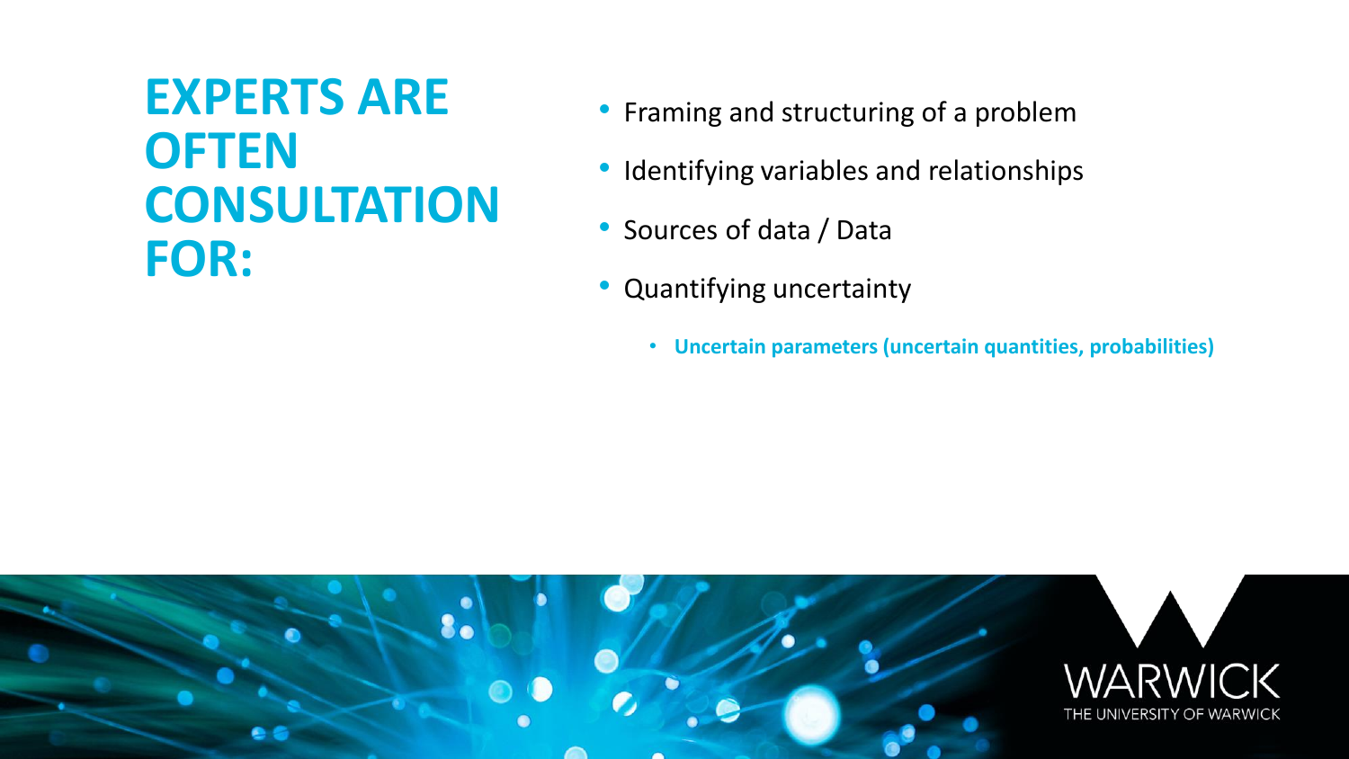# EXPERTS ARE OFTEN CONSULTATION FOR:

- Framing and structuring of a problem
- Identifying variables and relationships
- Sources of data / Data
- Quantifying uncertainty
  - **Uncertain parameters (uncertain quantities, probabilities)**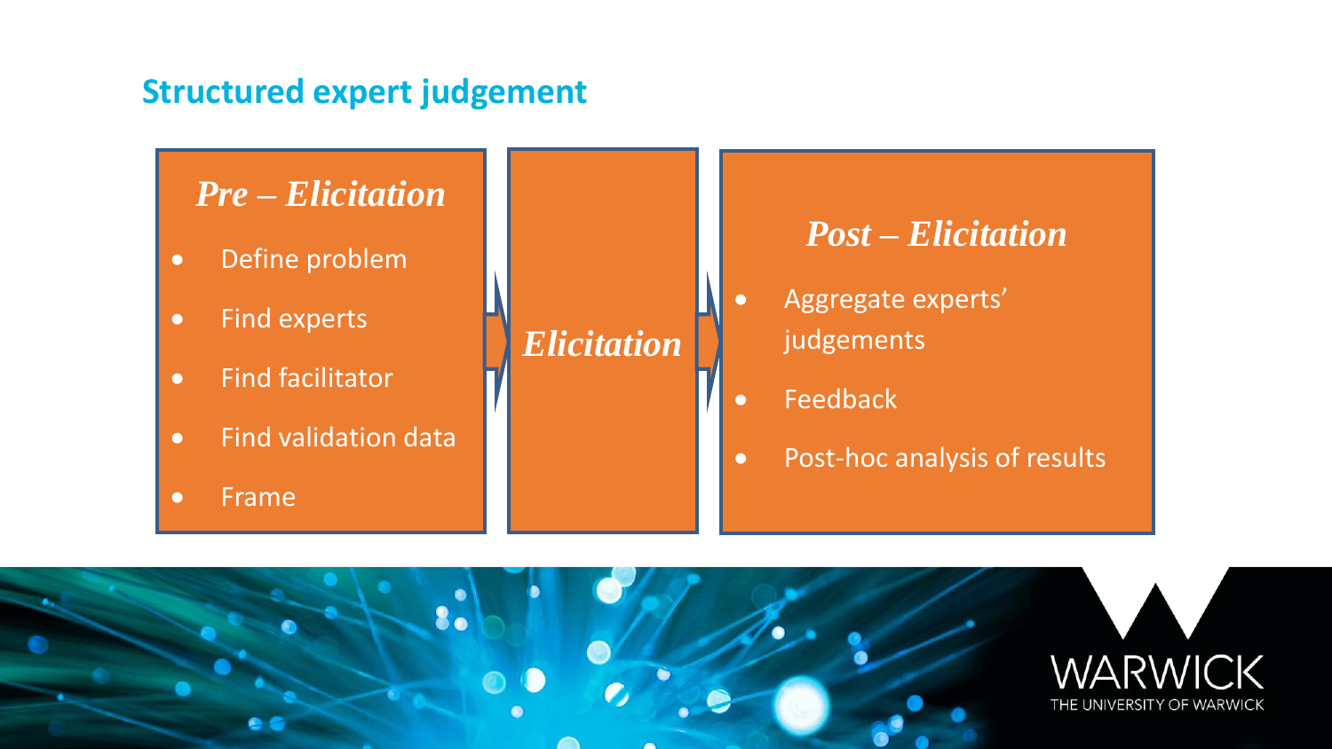## Structured expert judgement

### *Pre – Elicitation*

- Define problem
- Find experts
- Find facilitator
- Find validation data
- Frame

### *Elicitation*

### *Post – Elicitation*

- Aggregate experts' judgements
- Feedback
- Post-hoc analysis of results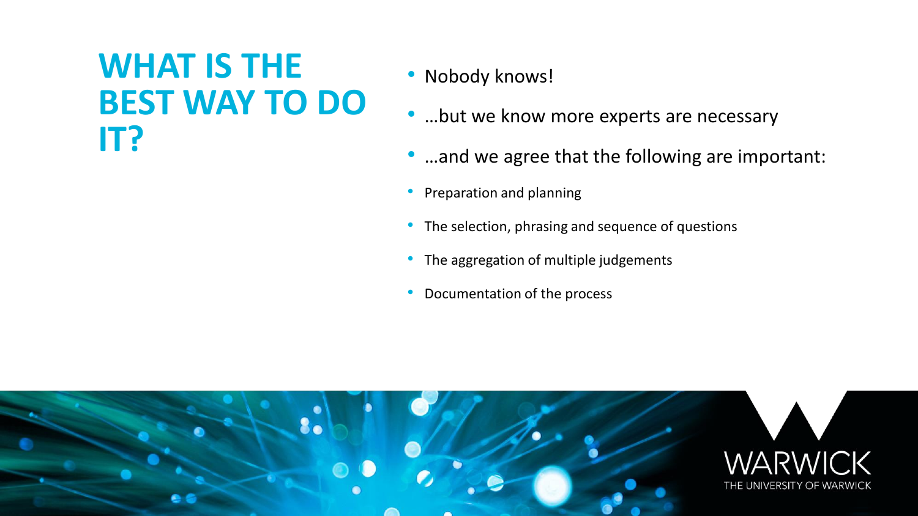# WHAT IS THE BEST WAY TO DO IT?

- Nobody knows!
- …but we know more experts are necessary
- …and we agree that the following are important:
- Preparation and planning
- The selection, phrasing and sequence of questions
- The aggregation of multiple judgements
- Documentation of the process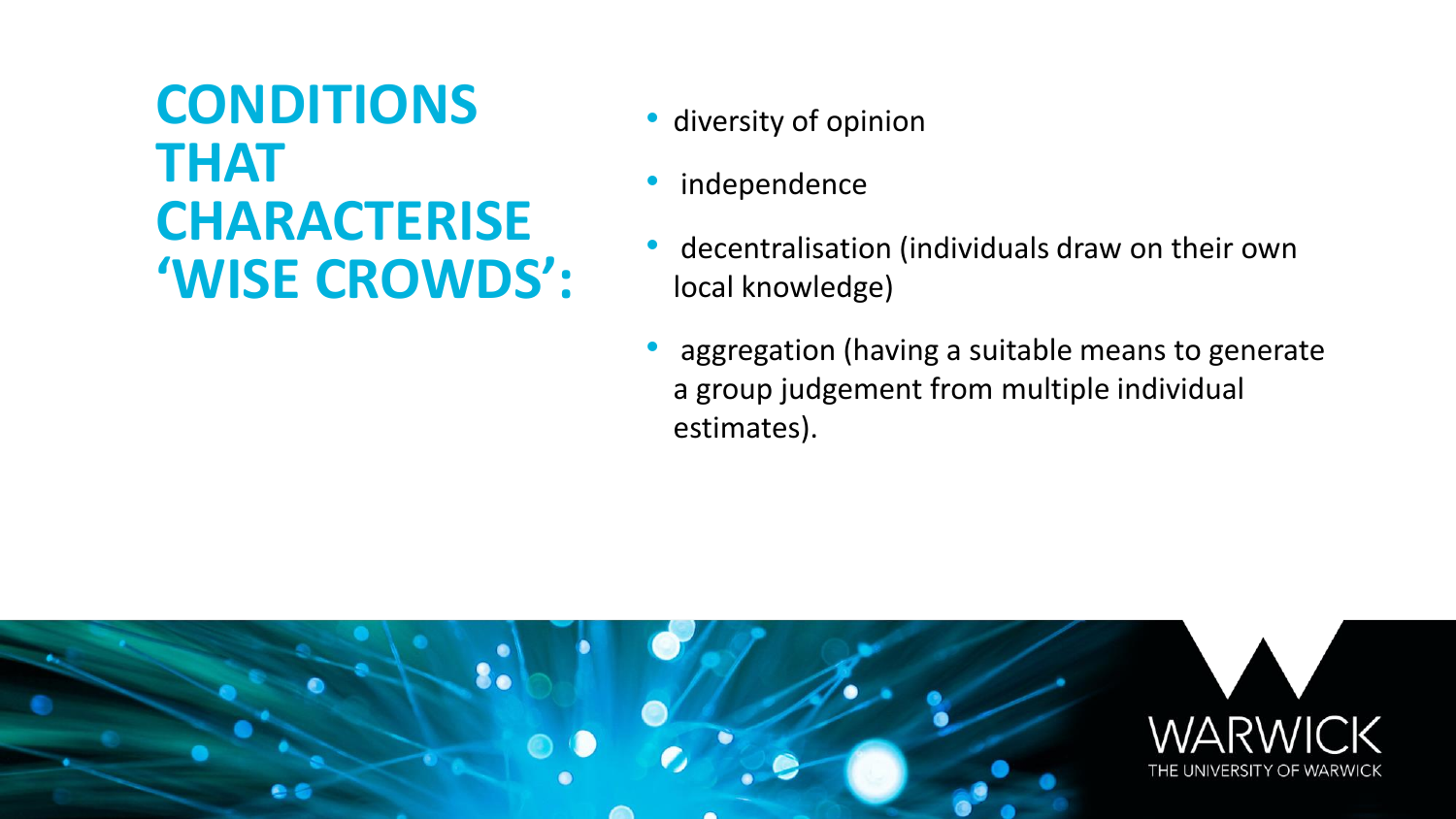# CONDITIONS THAT CHARACTERISE 'WISE CROWDS':

- diversity of opinion
- independence
- decentralisation (individuals draw on their own local knowledge)
- aggregation (having a suitable means to generate a group judgement from multiple individual estimates).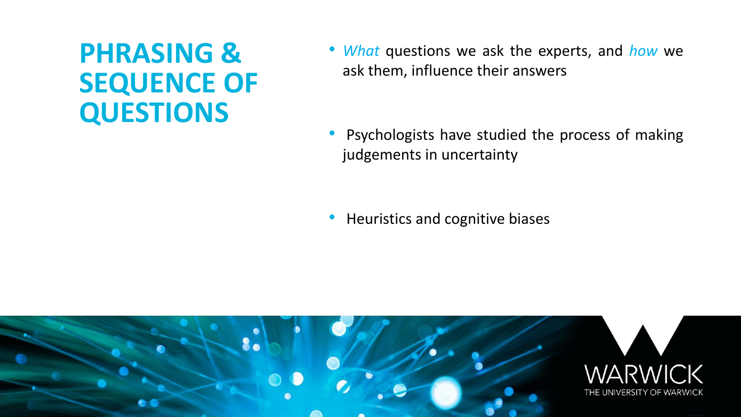# PHRASING & SEQUENCE OF QUESTIONS

- *What* questions we ask the experts, and *how* we ask them, influence their answers
- Psychologists have studied the process of making judgements in uncertainty
- Heuristics and cognitive biases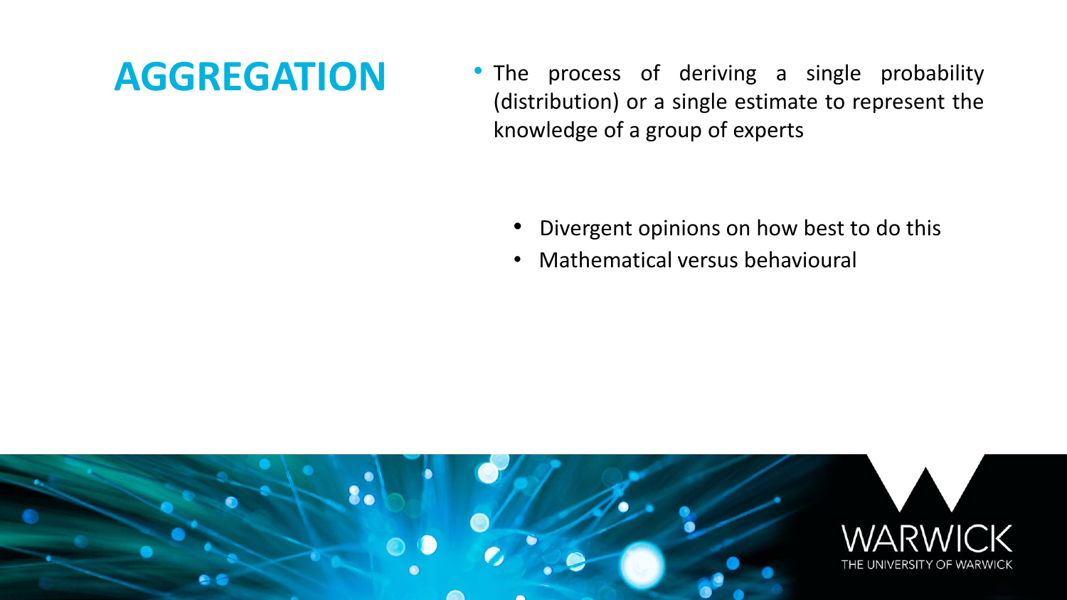# AGGREGATION

- The process of deriving a single probability (distribution) or a single estimate to represent the knowledge of a group of experts

  - Divergent opinions on how best to do this
  - Mathematical versus behavioural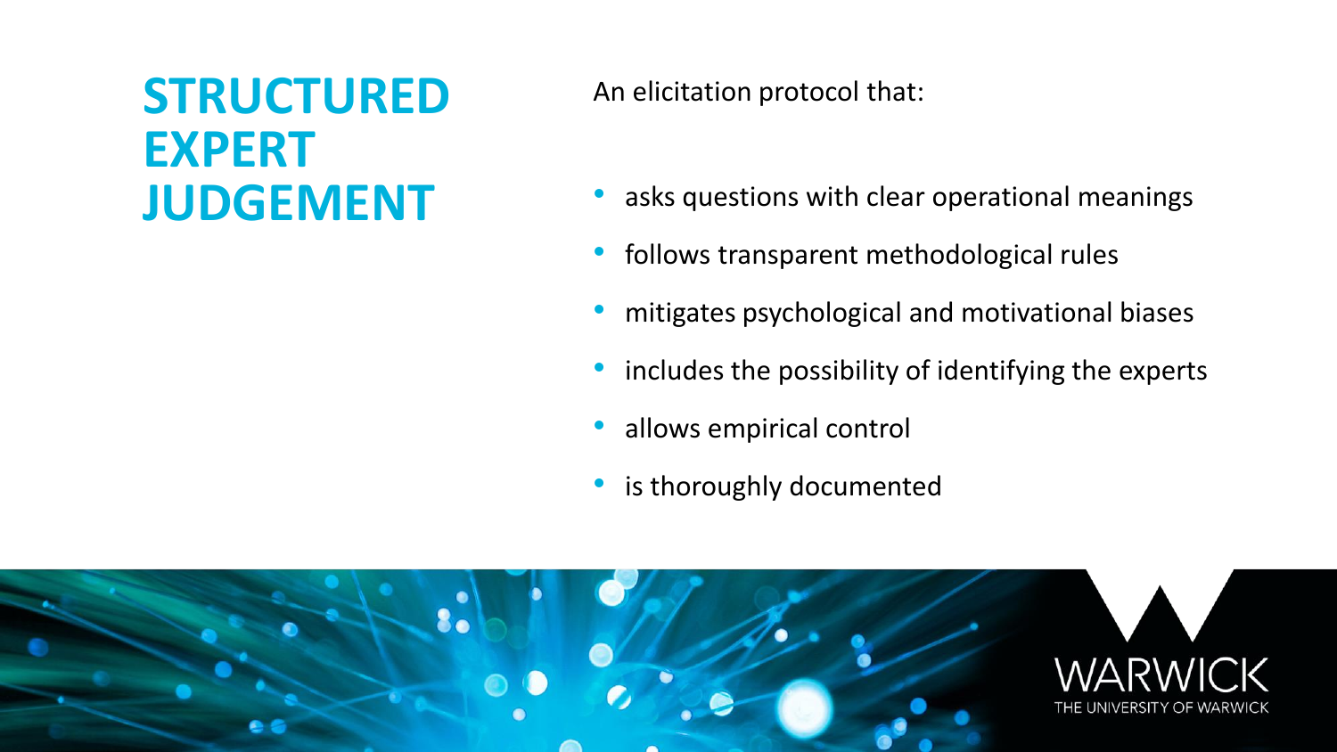# STRUCTURED EXPERT JUDGEMENT

An elicitation protocol that:

- asks questions with clear operational meanings
- follows transparent methodological rules
- mitigates psychological and motivational biases
- includes the possibility of identifying the experts
- allows empirical control
- is thoroughly documented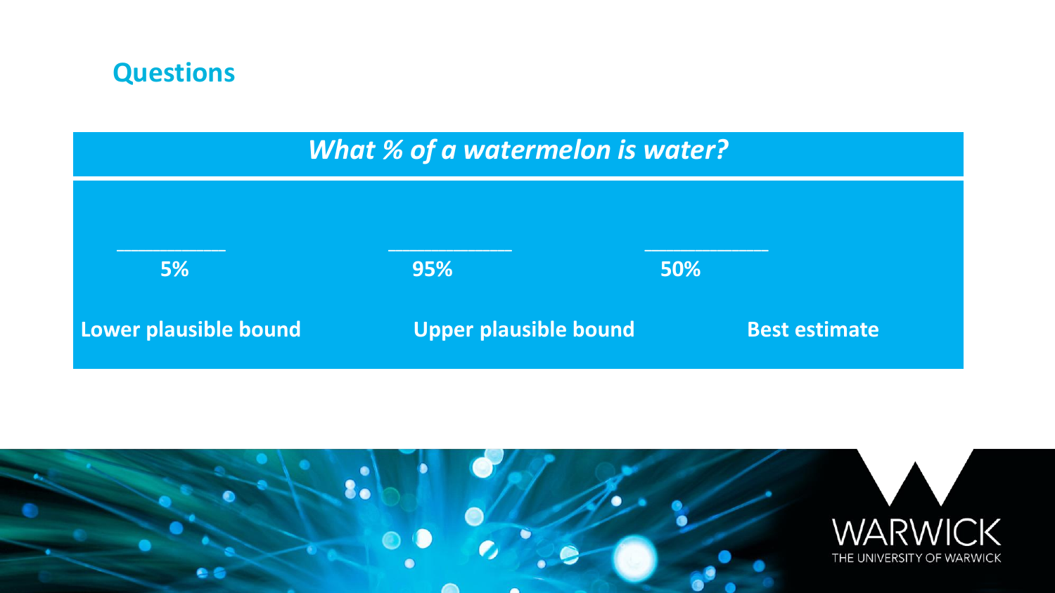## Questions

*What % of a watermelon is water?*

| ________ | ________ | ________ |
|---|---|---|
| **5%** | **95%** | **50%** |
| **Lower plausible bound** | **Upper plausible bound** | **Best estimate** |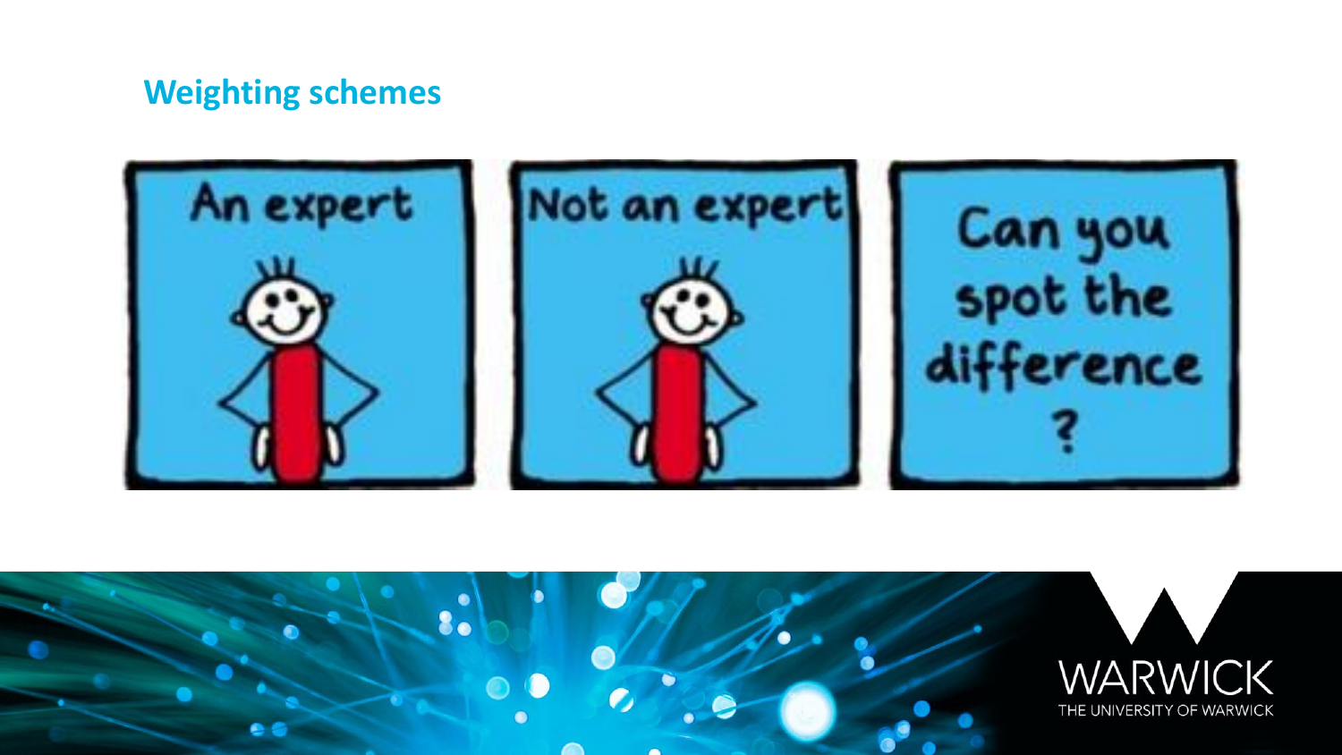## Weighting schemes

An expert

Not an expert

Can you spot the difference ?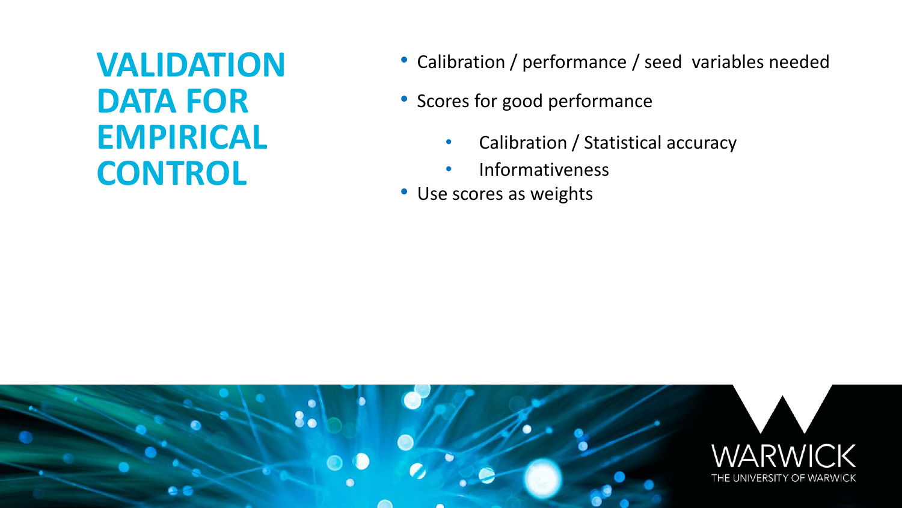# VALIDATION DATA FOR EMPIRICAL CONTROL

- Calibration / performance / seed variables needed
- Scores for good performance
  - Calibration / Statistical accuracy
  - Informativeness
- Use scores as weights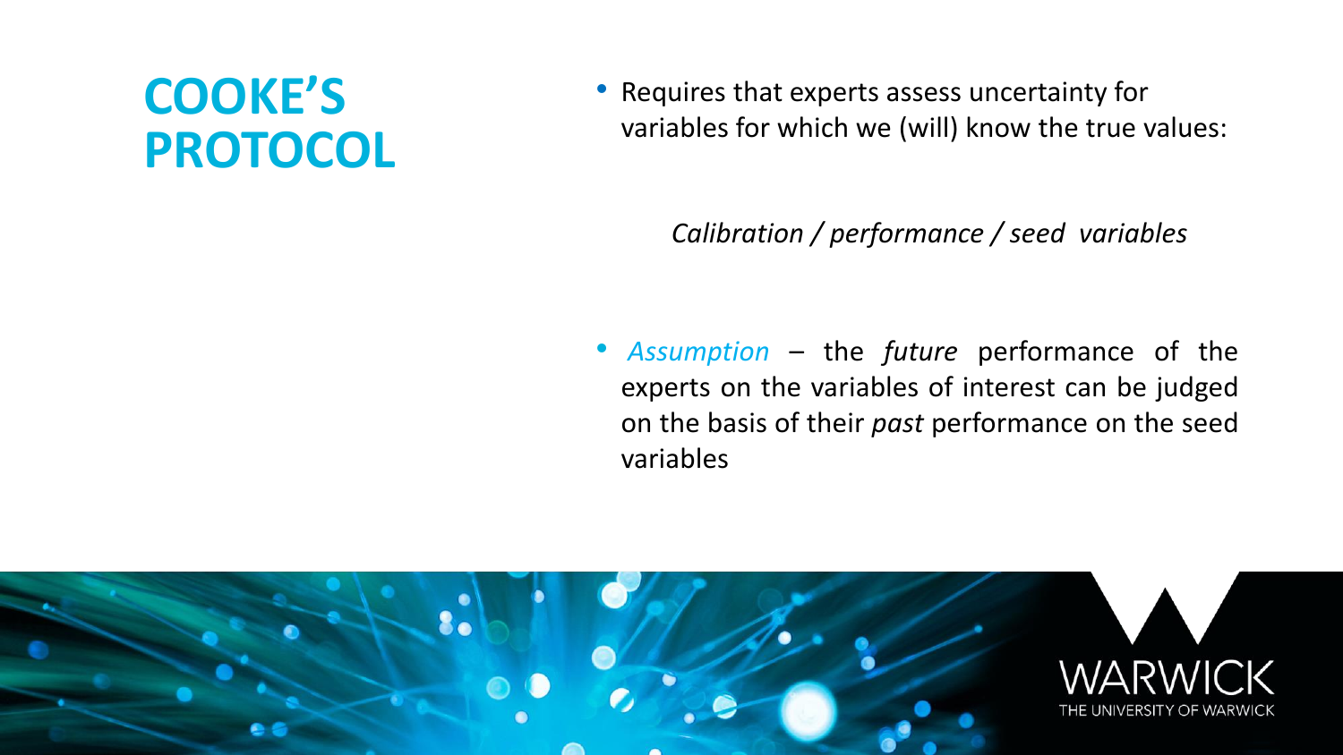# COOKE'S PROTOCOL

- Requires that experts assess uncertainty for variables for which we (will) know the true values:

  *Calibration / performance / seed variables*

- *Assumption* – the *future* performance of the experts on the variables of interest can be judged on the basis of their *past* performance on the seed variables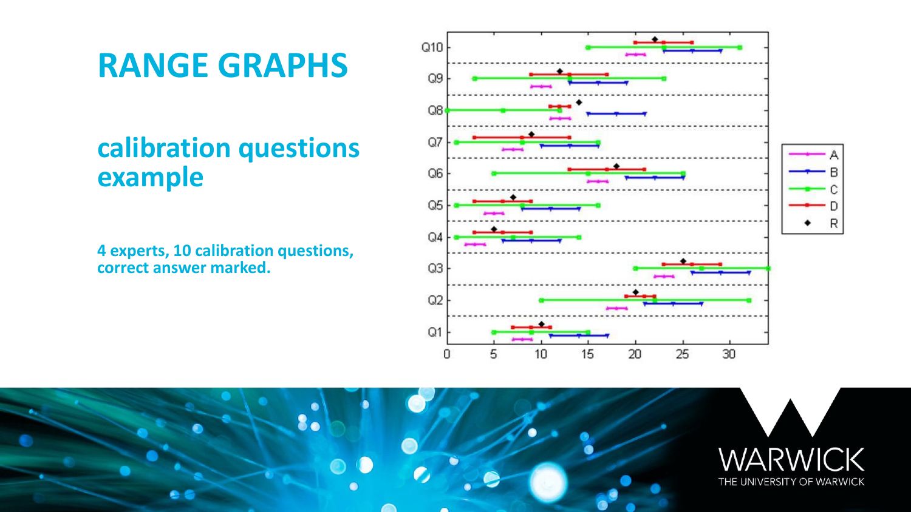# RANGE GRAPHS

## calibration questions example

**4 experts, 10 calibration questions, correct answer marked.**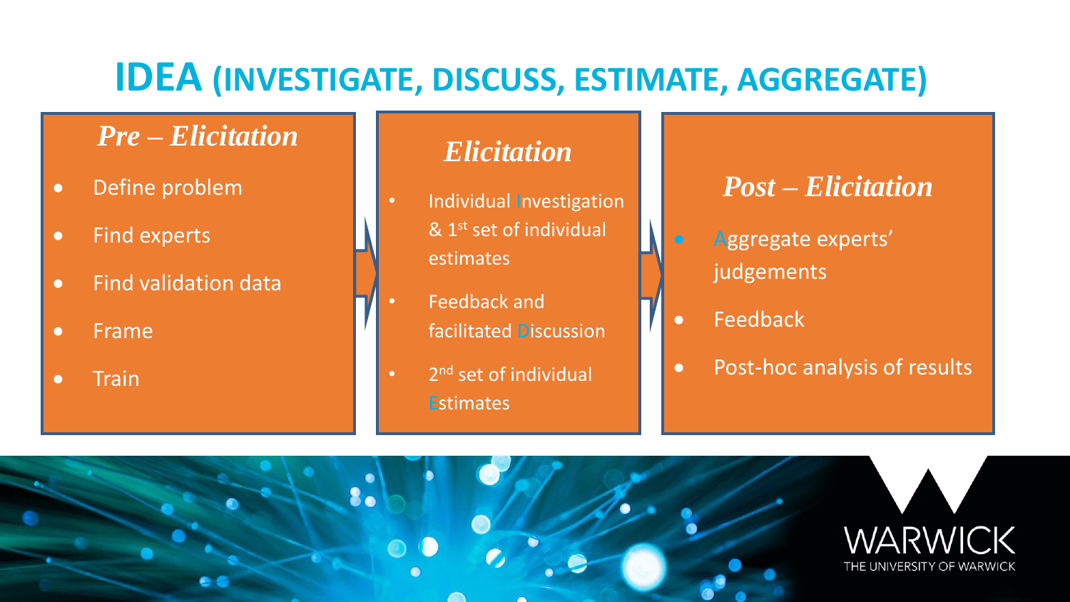# IDEA (INVESTIGATE, DISCUSS, ESTIMATE, AGGREGATE)

### *Pre – Elicitation*

- Define problem
- Find experts
- Find validation data
- Frame
- Train

### *Elicitation*

- Individual Investigation & 1st set of individual estimates
- Feedback and facilitated Discussion
- 2nd set of individual Estimates

### *Post – Elicitation*

- Aggregate experts' judgements
- Feedback
- Post-hoc analysis of results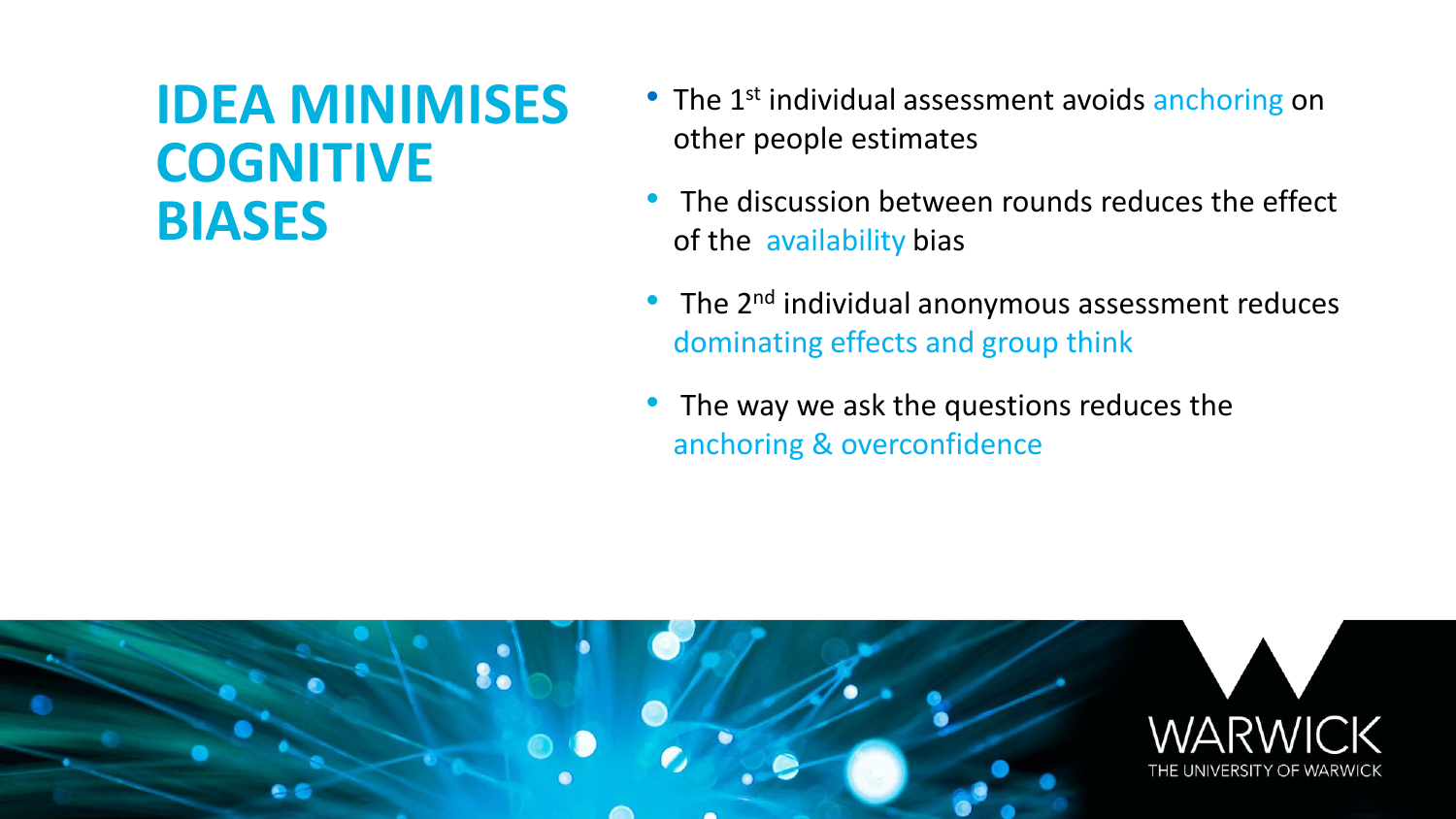# IDEA MINIMISES COGNITIVE BIASES

- The 1st individual assessment avoids anchoring on other people estimates
- The discussion between rounds reduces the effect of the availability bias
- The 2nd individual anonymous assessment reduces dominating effects and group think
- The way we ask the questions reduces the anchoring & overconfidence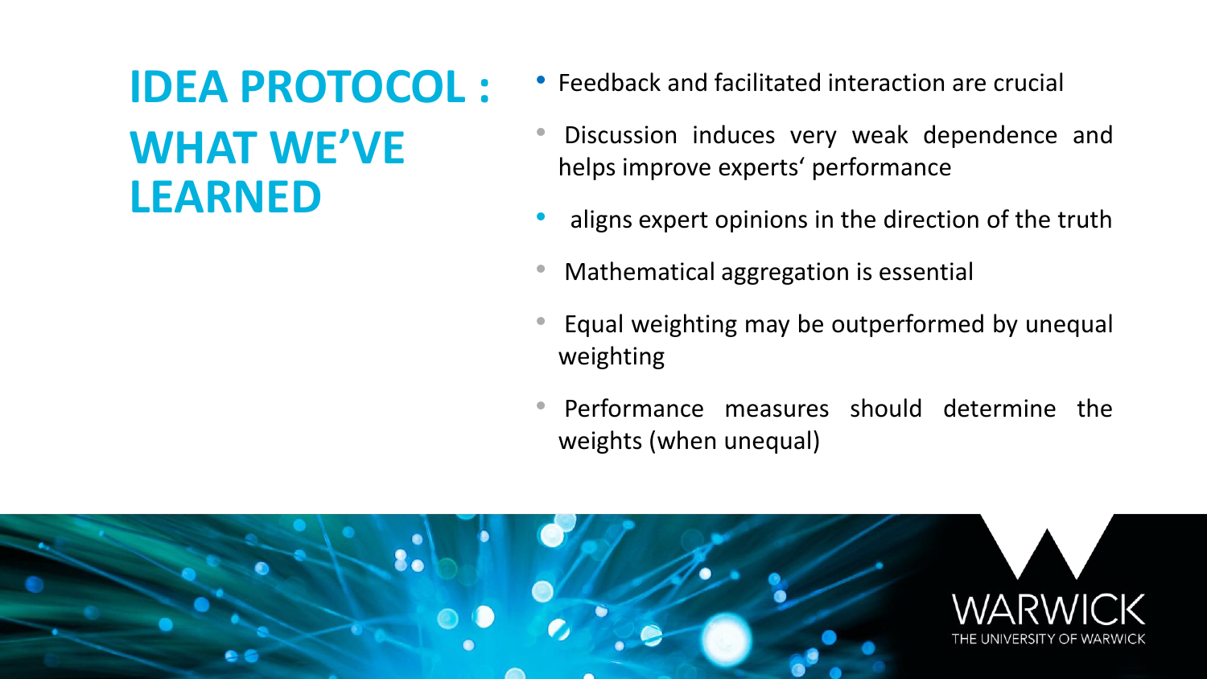# IDEA PROTOCOL : WHAT WE'VE LEARNED

- Feedback and facilitated interaction are crucial
- Discussion induces very weak dependence and helps improve experts' performance
- aligns expert opinions in the direction of the truth
- Mathematical aggregation is essential
- Equal weighting may be outperformed by unequal weighting
- Performance measures should determine the weights (when unequal)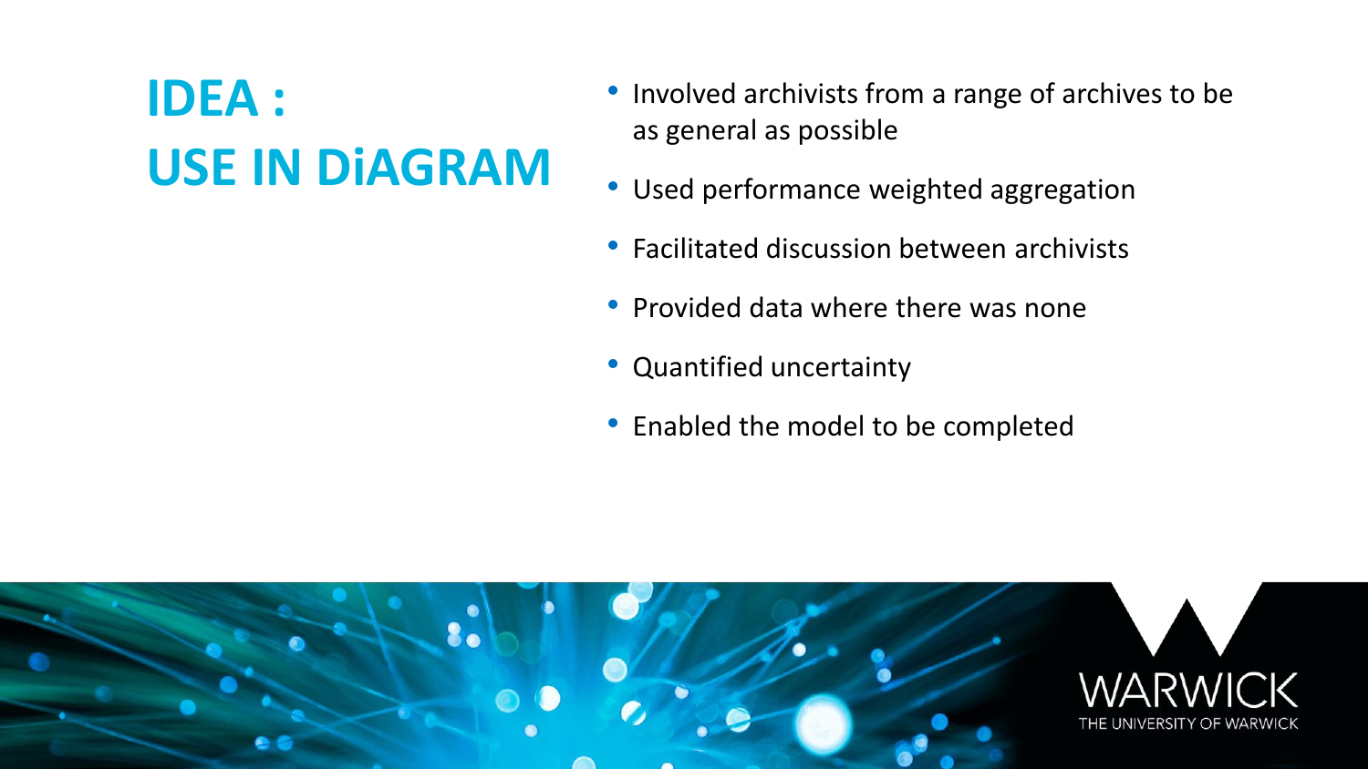# IDEA : USE IN DiAGRAM

- Involved archivists from a range of archives to be as general as possible
- Used performance weighted aggregation
- Facilitated discussion between archivists
- Provided data where there was none
- Quantified uncertainty
- Enabled the model to be completed